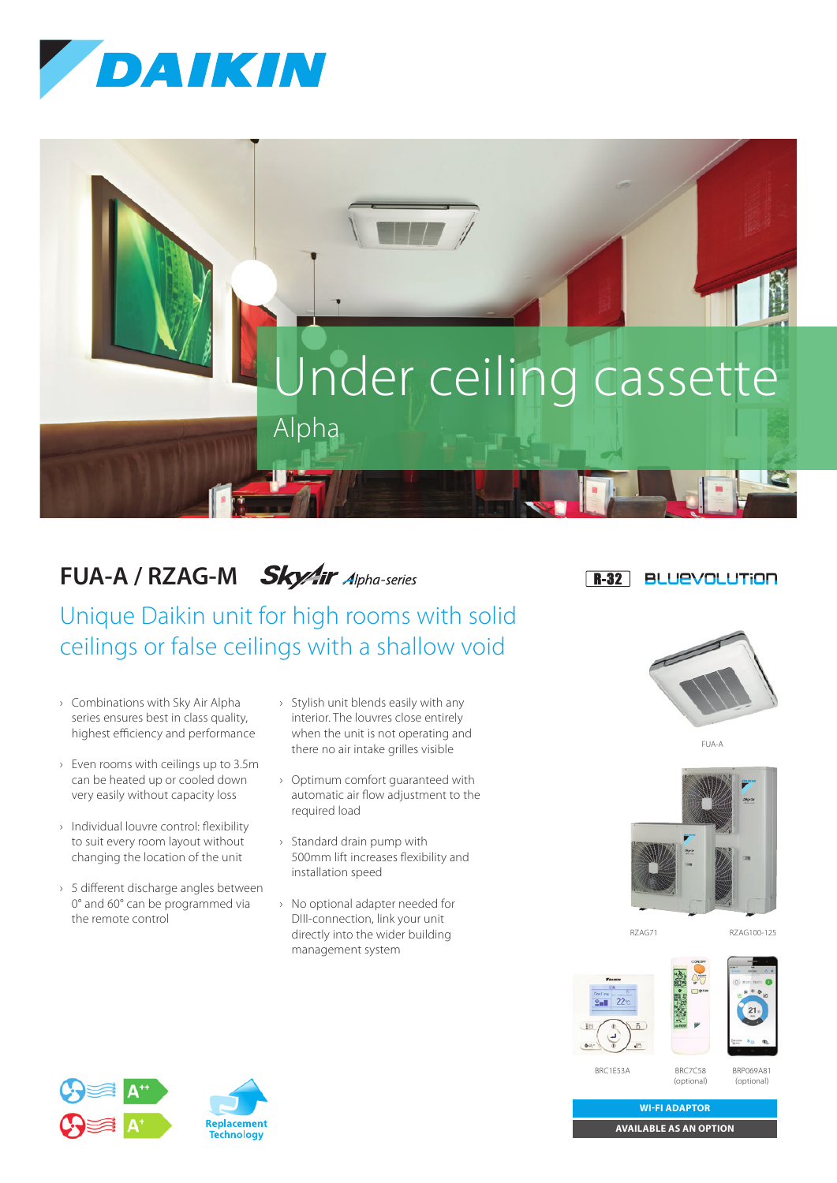DAIKIN

# Under ceiling cassette

Alpha

## FUA-A / RZAG-M SkyAir Alpha-series

R-32 BLUEVOLUTION

### Unique Daikin unit for high rooms with solid ceilings or false ceilings with a shallow void

- Combinations with Sky Air Alpha series ensures best in class quality, highest efficiency and performance
- Even rooms with ceilings up to 3.5m can be heated up or cooled down very easily without capacity loss
- Individual louvre control: flexibility to suit every room layout without changing the location of the unit
- 5 different discharge angles between 0° and 60° can be programmed via the remote control
- Stylish unit blends easily with any interior. The louvres close entirely when the unit is not operating and there no air intake grilles visible
- Optimum comfort guaranteed with automatic air flow adjustment to the required load
- Standard drain pump with 500mm lift increases flexibility and installation speed
- No optional adapter needed for DIII-connection, link your unit directly into the wider building management system

FUA-A

RZAG71

RZAG100-125

BRC1E53A

BRC7C58 (optional)

BRP069A81 (optional)

A++

A+

Replacement Technology

**WI-FI ADAPTOR**

**AVAILABLE AS AN OPTION**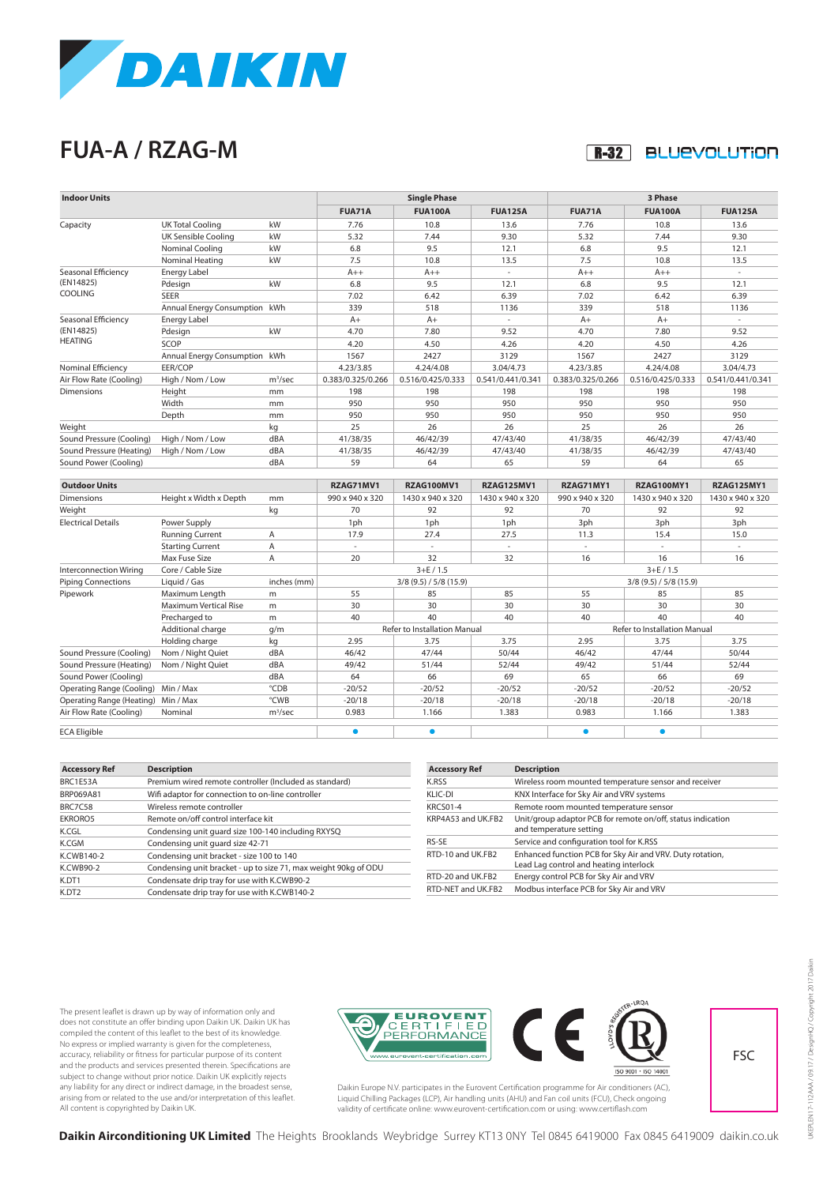# FUA-A / RZAG-M

R-32 BLUEVOLUTION

| Indoor Units | | | Single Phase | | | 3 Phase | | |
|---|---|---|---|---|---|---|---|---|
| | | | FUA71A | FUA100A | FUA125A | FUA71A | FUA100A | FUA125A |
| Capacity | UK Total Cooling | kW | 7.76 | 10.8 | 13.6 | 7.76 | 10.8 | 13.6 |
| | UK Sensible Cooling | kW | 5.32 | 7.44 | 9.30 | 5.32 | 7.44 | 9.30 |
| | Nominal Cooling | kW | 6.8 | 9.5 | 12.1 | 6.8 | 9.5 | 12.1 |
| | Nominal Heating | kW | 7.5 | 10.8 | 13.5 | 7.5 | 10.8 | 13.5 |
| Seasonal Efficiency (EN14825) COOLING | Energy Label | | A++ | A++ | - | A++ | A++ | - |
| | Pdesign | kW | 6.8 | 9.5 | 12.1 | 6.8 | 9.5 | 12.1 |
| | SEER | | 7.02 | 6.42 | 6.39 | 7.02 | 6.42 | 6.39 |
| | Annual Energy Consumption | kWh | 339 | 518 | 1136 | 339 | 518 | 1136 |
| Seasonal Efficiency (EN14825) HEATING | Energy Label | | A+ | A+ | - | A+ | A+ | - |
| | Pdesign | kW | 4.70 | 7.80 | 9.52 | 4.70 | 7.80 | 9.52 |
| | SCOP | | 4.20 | 4.50 | 4.26 | 4.20 | 4.50 | 4.26 |
| | Annual Energy Consumption | kWh | 1567 | 2427 | 3129 | 1567 | 2427 | 3129 |
| Nominal Efficiency | EER/COP | | 4.23/3.85 | 4.24/4.08 | 3.04/4.73 | 4.23/3.85 | 4.24/4.08 | 3.04/4.73 |
| Air Flow Rate (Cooling) | High / Nom / Low | m³/sec | 0.383/0.325/0.266 | 0.516/0.425/0.333 | 0.541/0.441/0.341 | 0.383/0.325/0.266 | 0.516/0.425/0.333 | 0.541/0.441/0.341 |
| Dimensions | Height | mm | 198 | 198 | 198 | 198 | 198 | 198 |
| | Width | mm | 950 | 950 | 950 | 950 | 950 | 950 |
| | Depth | mm | 950 | 950 | 950 | 950 | 950 | 950 |
| Weight | | kg | 25 | 26 | 26 | 25 | 26 | 26 |
| Sound Pressure (Cooling) | High / Nom / Low | dBA | 41/38/35 | 46/42/39 | 47/43/40 | 41/38/35 | 46/42/39 | 47/43/40 |
| Sound Pressure (Heating) | High / Nom / Low | dBA | 41/38/35 | 46/42/39 | 47/43/40 | 41/38/35 | 46/42/39 | 47/43/40 |
| Sound Power (Cooling) | | dBA | 59 | 64 | 65 | 59 | 64 | 65 |

| Outdoor Units | | | RZAG71MV1 | RZAG100MV1 | RZAG125MV1 | RZAG71MY1 | RZAG100MY1 | RZAG125MY1 |
|---|---|---|---|---|---|---|---|---|
| Dimensions | Height x Width x Depth | mm | 990 x 940 x 320 | 1430 x 940 x 320 | 1430 x 940 x 320 | 990 x 940 x 320 | 1430 x 940 x 320 | 1430 x 940 x 320 |
| Weight | | kg | 70 | 92 | 92 | 70 | 92 | 92 |
| Electrical Details | Power Supply | | 1ph | 1ph | 1ph | 3ph | 3ph | 3ph |
| | Running Current | A | 17.9 | 27.4 | 27.5 | 11.3 | 15.4 | 15.0 |
| | Starting Current | A | - | - | - | - | - | - |
| | Max Fuse Size | A | 20 | 32 | 32 | 16 | 16 | 16 |
| Interconnection Wiring | Core / Cable Size | | 3+E / 1.5 | | | 3+E / 1.5 | | |
| Piping Connections | Liquid / Gas | inches (mm) | 3/8 (9.5) / 5/8 (15.9) | | | 3/8 (9.5) / 5/8 (15.9) | | |
| Pipework | Maximum Length | m | 55 | 85 | 85 | 55 | 85 | 85 |
| | Maximum Vertical Rise | m | 30 | 30 | 30 | 30 | 30 | 30 |
| | Precharged to | m | 40 | 40 | 40 | 40 | 40 | 40 |
| | Additional charge | g/m | Refer to Installation Manual | | | Refer to Installation Manual | | |
| | Holding charge | kg | 2.95 | 3.75 | 3.75 | 2.95 | 3.75 | 3.75 |
| Sound Pressure (Cooling) | Nom / Night Quiet | dBA | 46/42 | 47/44 | 50/44 | 46/42 | 47/44 | 50/44 |
| Sound Pressure (Heating) | Nom / Night Quiet | dBA | 49/42 | 51/44 | 52/44 | 49/42 | 51/44 | 52/44 |
| Sound Power (Cooling) | | dBA | 64 | 66 | 69 | 65 | 66 | 69 |
| Operating Range (Cooling) | Min / Max | °CDB | -20/52 | -20/52 | -20/52 | -20/52 | -20/52 | -20/52 |
| Operating Range (Heating) | Min / Max | °CWB | -20/18 | -20/18 | -20/18 | -20/18 | -20/18 | -20/18 |
| Air Flow Rate (Cooling) | Nominal | m³/sec | 0.983 | 1.166 | 1.383 | 0.983 | 1.166 | 1.383 |
| ECA Eligible | | | ● | ● | | ● | ● | |

| Accessory Ref | Description |
|---|---|
| BRC1E53A | Premium wired remote controller (Included as standard) |
| BRP069A81 | Wifi adaptor for connection to on-line controller |
| BRC7C58 | Wireless remote controller |
| EKRORO5 | Remote on/off control interface kit |
| K.CGL | Condensing unit guard size 100-140 including RXYSQ |
| K.CGM | Condensing unit guard size 42-71 |
| K.CWB140-2 | Condensing unit bracket - size 100 to 140 |
| K.CWB90-2 | Condensing unit bracket - up to size 71, max weight 90kg of ODU |
| K.DT1 | Condensate drip tray for use with K.CWB90-2 |
| K.DT2 | Condensate drip tray for use with K.CWB140-2 |

| Accessory Ref | Description |
|---|---|
| K.RSS | Wireless room mounted temperature sensor and receiver |
| KLIC-DI | KNX Interface for Sky Air and VRV systems |
| KRCS01-4 | Remote room mounted temperature sensor |
| KRP4A53 and UK.FB2 | Unit/group adaptor PCB for remote on/off, status indication and temperature setting |
| RS-SE | Service and configuration tool for K.RSS |
| RTD-10 and UK.FB2 | Enhanced function PCB for Sky Air and VRV. Duty rotation, Lead Lag control and heating interlock |
| RTD-20 and UK.FB2 | Energy control PCB for Sky Air and VRV |
| RTD-NET and UK.FB2 | Modbus interface PCB for Sky Air and VRV |

The present leaflet is drawn up by way of information only and does not constitute an offer binding upon Daikin UK. Daikin UK has compiled the content of this leaflet to the best of its knowledge. No express or implied warranty is given for the completeness, accuracy, reliability or fitness for particular purpose of its content and the products and services presented therein. Specifications are subject to change without prior notice. Daikin UK explicitly rejects any liability for any direct or indirect damage, in the broadest sense, arising from or related to the use and/or interpretation of this leaflet. All content is copyrighted by Daikin UK.

EUROVENT CERTIFIED PERFORMANCE www.eurovent-certification.com

ISO 9001 • ISO 14001

Daikin Europe N.V. participates in the Eurovent Certification programme for Air conditioners (AC), Liquid Chilling Packages (LCP), Air handling units (AHU) and Fan coil units (FCU), Check ongoing validity of certificate online: www.eurovent-certification.com or using: www.certiflash.com

FSC

UKEPLEN17-112AAA / 09.17 / DesignHQ / Copyright 2017 Daikin

**Daikin Airconditioning UK Limited** The Heights Brooklands Weybridge Surrey KT13 0NY Tel 0845 6419000 Fax 0845 6419009 daikin.co.uk